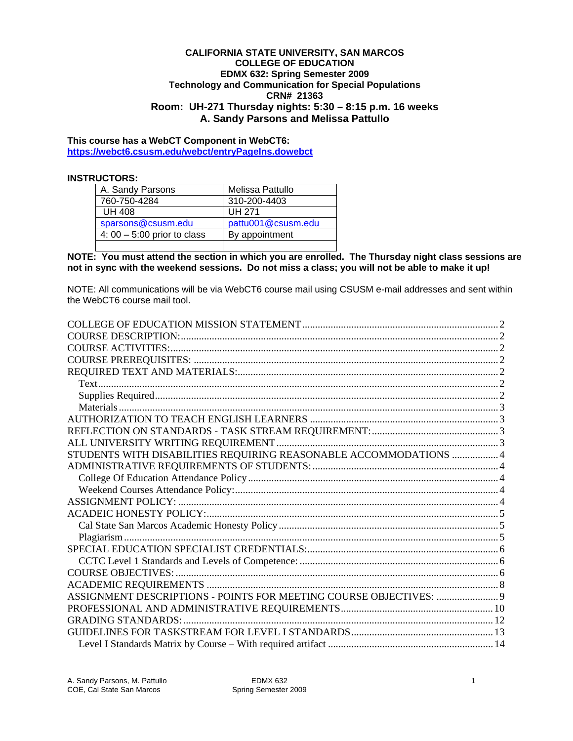**CALIFORNIA STATE UNIVERSITY, SAN MARCOS**
**COLLEGE OF EDUCATION**
**EDMX 632: Spring Semester 2009**
**Technology and Communication for Special Populations**
**CRN# 21363**
**Room: UH-271 Thursday nights: 5:30 – 8:15 p.m. 16 weeks**
**A. Sandy Parsons and Melissa Pattullo**

**This course has a WebCT Component in WebCT6:**
**https://webct6.csusm.edu/webct/entryPageIns.dowebct**

**INSTRUCTORS:**

| A. Sandy Parsons | Melissa Pattullo |
|---|---|
| 760-750-4284 | 310-200-4403 |
| UH 408 | UH 271 |
| sparsons@csusm.edu | pattu001@csusm.edu |
| 4: 00 – 5:00 prior to class | By appointment |
| | |

**NOTE: You must attend the section in which you are enrolled. The Thursday night class sessions are not in sync with the weekend sessions. Do not miss a class; you will not be able to make it up!**

NOTE: All communications will be via WebCT6 course mail using CSUSM e-mail addresses and sent within the WebCT6 course mail tool.

- COLLEGE OF EDUCATION MISSION STATEMENT ........ 2
- COURSE DESCRIPTION: ........ 2
- COURSE ACTIVITIES: ........ 2
- COURSE PREREQUISITES: ........ 2
- REQUIRED TEXT AND MATERIALS: ........ 2
  - Text ........ 2
  - Supplies Required ........ 2
  - Materials ........ 3
- AUTHORIZATION TO TEACH ENGLISH LEARNERS ........ 3
- REFLECTION ON STANDARDS - TASK STREAM REQUIREMENT: ........ 3
- ALL UNIVERSITY WRITING REQUIREMENT ........ 3
- STUDENTS WITH DISABILITIES REQUIRING REASONABLE ACCOMMODATIONS ........ 4
- ADMINISTRATIVE REQUIREMENTS OF STUDENTS: ........ 4
  - College Of Education Attendance Policy ........ 4
  - Weekend Courses Attendance Policy: ........ 4
- ASSIGNMENT POLICY: ........ 4
- ACADEIC HONESTY POLICY: ........ 5
  - Cal State San Marcos Academic Honesty Policy ........ 5
  - Plagiarism ........ 5
- SPECIAL EDUCATION SPECIALIST CREDENTIALS: ........ 6
  - CCTC Level 1 Standards and Levels of Competence: ........ 6
- COURSE OBJECTIVES: ........ 6
- ACADEMIC REQUIREMENTS ........ 8
- ASSIGNMENT DESCRIPTIONS - POINTS FOR MEETING COURSE OBJECTIVES: ........ 9
- PROFESSIONAL AND ADMINISTRATIVE REQUIREMENTS ........ 10
- GRADING STANDARDS: ........ 12
- GUIDELINES FOR TASKSTREAM FOR LEVEL I STANDARDS ........ 13
  - Level I Standards Matrix by Course – With required artifact ........ 14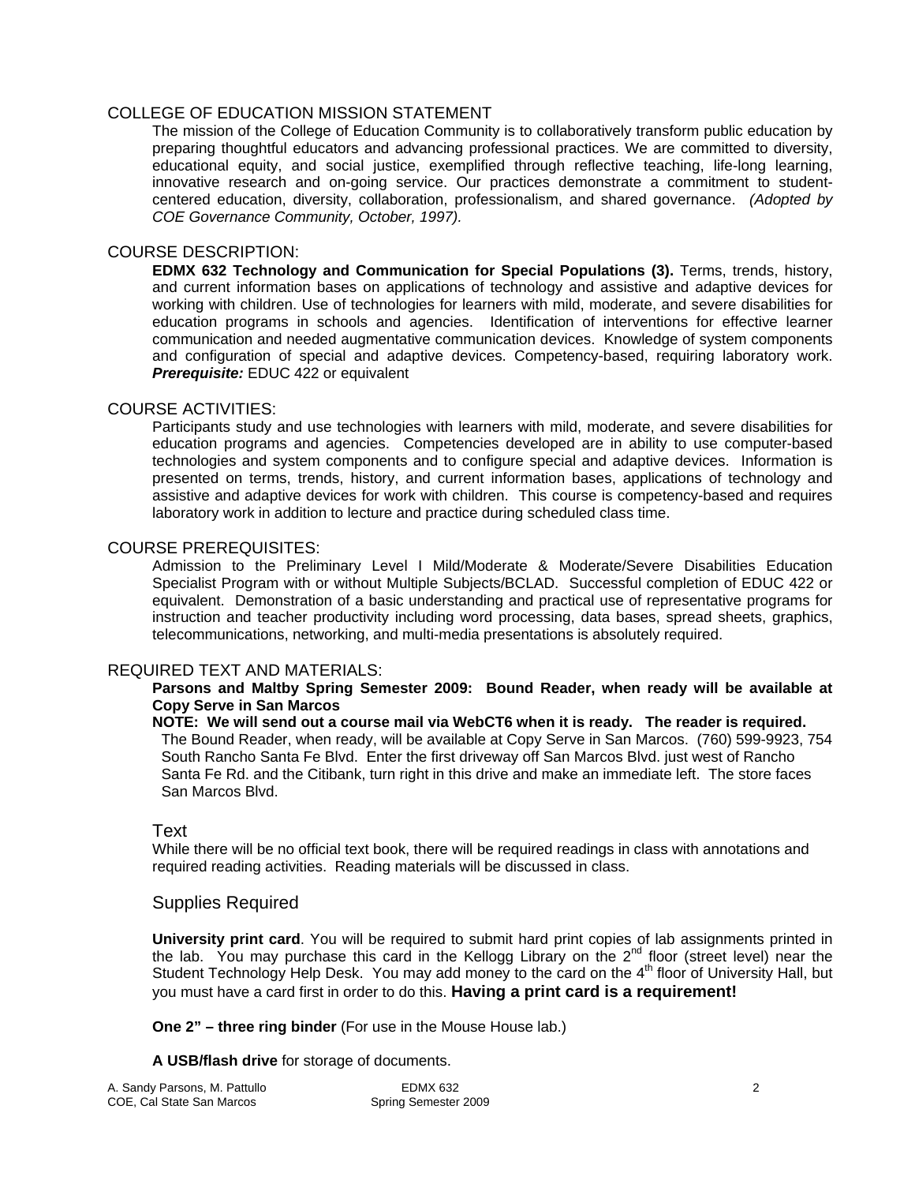## COLLEGE OF EDUCATION MISSION STATEMENT

The mission of the College of Education Community is to collaboratively transform public education by preparing thoughtful educators and advancing professional practices. We are committed to diversity, educational equity, and social justice, exemplified through reflective teaching, life-long learning, innovative research and on-going service. Our practices demonstrate a commitment to student-centered education, diversity, collaboration, professionalism, and shared governance. *(Adopted by COE Governance Community, October, 1997).*

## COURSE DESCRIPTION:

**EDMX 632 Technology and Communication for Special Populations (3).** Terms, trends, history, and current information bases on applications of technology and assistive and adaptive devices for working with children. Use of technologies for learners with mild, moderate, and severe disabilities for education programs in schools and agencies. Identification of interventions for effective learner communication and needed augmentative communication devices. Knowledge of system components and configuration of special and adaptive devices. Competency-based, requiring laboratory work. ***Prerequisite:*** EDUC 422 or equivalent

## COURSE ACTIVITIES:

Participants study and use technologies with learners with mild, moderate, and severe disabilities for education programs and agencies. Competencies developed are in ability to use computer-based technologies and system components and to configure special and adaptive devices. Information is presented on terms, trends, history, and current information bases, applications of technology and assistive and adaptive devices for work with children. This course is competency-based and requires laboratory work in addition to lecture and practice during scheduled class time.

## COURSE PREREQUISITES:

Admission to the Preliminary Level I Mild/Moderate & Moderate/Severe Disabilities Education Specialist Program with or without Multiple Subjects/BCLAD. Successful completion of EDUC 422 or equivalent. Demonstration of a basic understanding and practical use of representative programs for instruction and teacher productivity including word processing, data bases, spread sheets, graphics, telecommunications, networking, and multi-media presentations is absolutely required.

## REQUIRED TEXT AND MATERIALS:

**Parsons and Maltby Spring Semester 2009: Bound Reader, when ready will be available at Copy Serve in San Marcos**

**NOTE: We will send out a course mail via WebCT6 when it is ready. The reader is required.**

The Bound Reader, when ready, will be available at Copy Serve in San Marcos. (760) 599-9923, 754 South Rancho Santa Fe Blvd. Enter the first driveway off San Marcos Blvd. just west of Rancho Santa Fe Rd. and the Citibank, turn right in this drive and make an immediate left. The store faces San Marcos Blvd.

### Text

While there will be no official text book, there will be required readings in class with annotations and required reading activities. Reading materials will be discussed in class.

### Supplies Required

**University print card**. You will be required to submit hard print copies of lab assignments printed in the lab. You may purchase this card in the Kellogg Library on the 2nd floor (street level) near the Student Technology Help Desk. You may add money to the card on the 4th floor of University Hall, but you must have a card first in order to do this. **Having a print card is a requirement!**

**One 2" – three ring binder** (For use in the Mouse House lab.)

**A USB/flash drive** for storage of documents.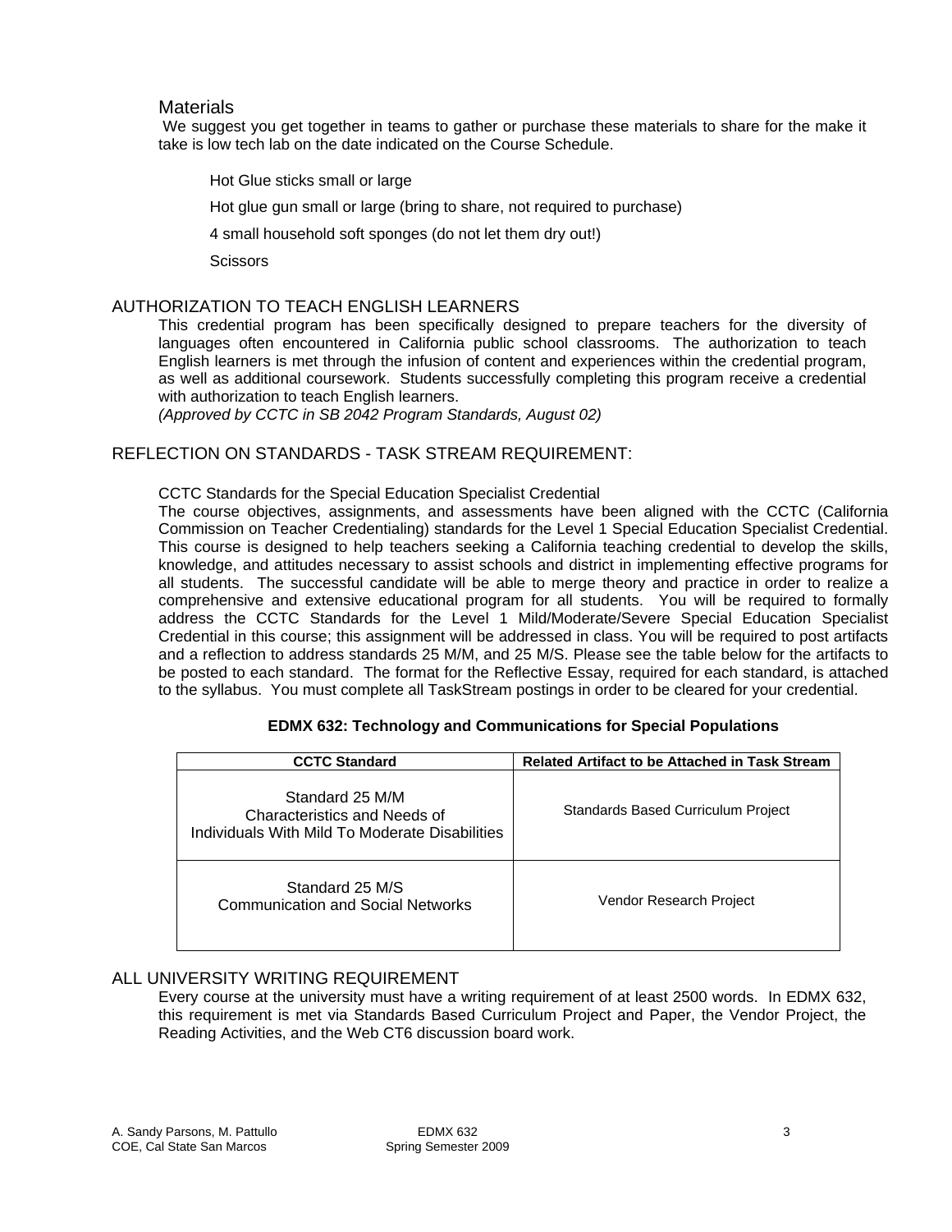## Materials

We suggest you get together in teams to gather or purchase these materials to share for the make it take is low tech lab on the date indicated on the Course Schedule.

- Hot Glue sticks small or large
- Hot glue gun small or large (bring to share, not required to purchase)
- 4 small household soft sponges (do not let them dry out!)
- Scissors

## AUTHORIZATION TO TEACH ENGLISH LEARNERS

This credential program has been specifically designed to prepare teachers for the diversity of languages often encountered in California public school classrooms. The authorization to teach English learners is met through the infusion of content and experiences within the credential program, as well as additional coursework. Students successfully completing this program receive a credential with authorization to teach English learners.
*(Approved by CCTC in SB 2042 Program Standards, August 02)*

## REFLECTION ON STANDARDS - TASK STREAM REQUIREMENT:

CCTC Standards for the Special Education Specialist Credential

The course objectives, assignments, and assessments have been aligned with the CCTC (California Commission on Teacher Credentialing) standards for the Level 1 Special Education Specialist Credential. This course is designed to help teachers seeking a California teaching credential to develop the skills, knowledge, and attitudes necessary to assist schools and district in implementing effective programs for all students. The successful candidate will be able to merge theory and practice in order to realize a comprehensive and extensive educational program for all students. You will be required to formally address the CCTC Standards for the Level 1 Mild/Moderate/Severe Special Education Specialist Credential in this course; this assignment will be addressed in class. You will be required to post artifacts and a reflection to address standards 25 M/M, and 25 M/S. Please see the table below for the artifacts to be posted to each standard. The format for the Reflective Essay, required for each standard, is attached to the syllabus. You must complete all TaskStream postings in order to be cleared for your credential.

**EDMX 632: Technology and Communications for Special Populations**

| CCTC Standard | Related Artifact to be Attached in Task Stream |
|---|---|
| Standard 25 M/M<br>Characteristics and Needs of Individuals With Mild To Moderate Disabilities | Standards Based Curriculum Project |
| Standard 25 M/S<br>Communication and Social Networks | Vendor Research Project |

## ALL UNIVERSITY WRITING REQUIREMENT

Every course at the university must have a writing requirement of at least 2500 words. In EDMX 632, this requirement is met via Standards Based Curriculum Project and Paper, the Vendor Project, the Reading Activities, and the Web CT6 discussion board work.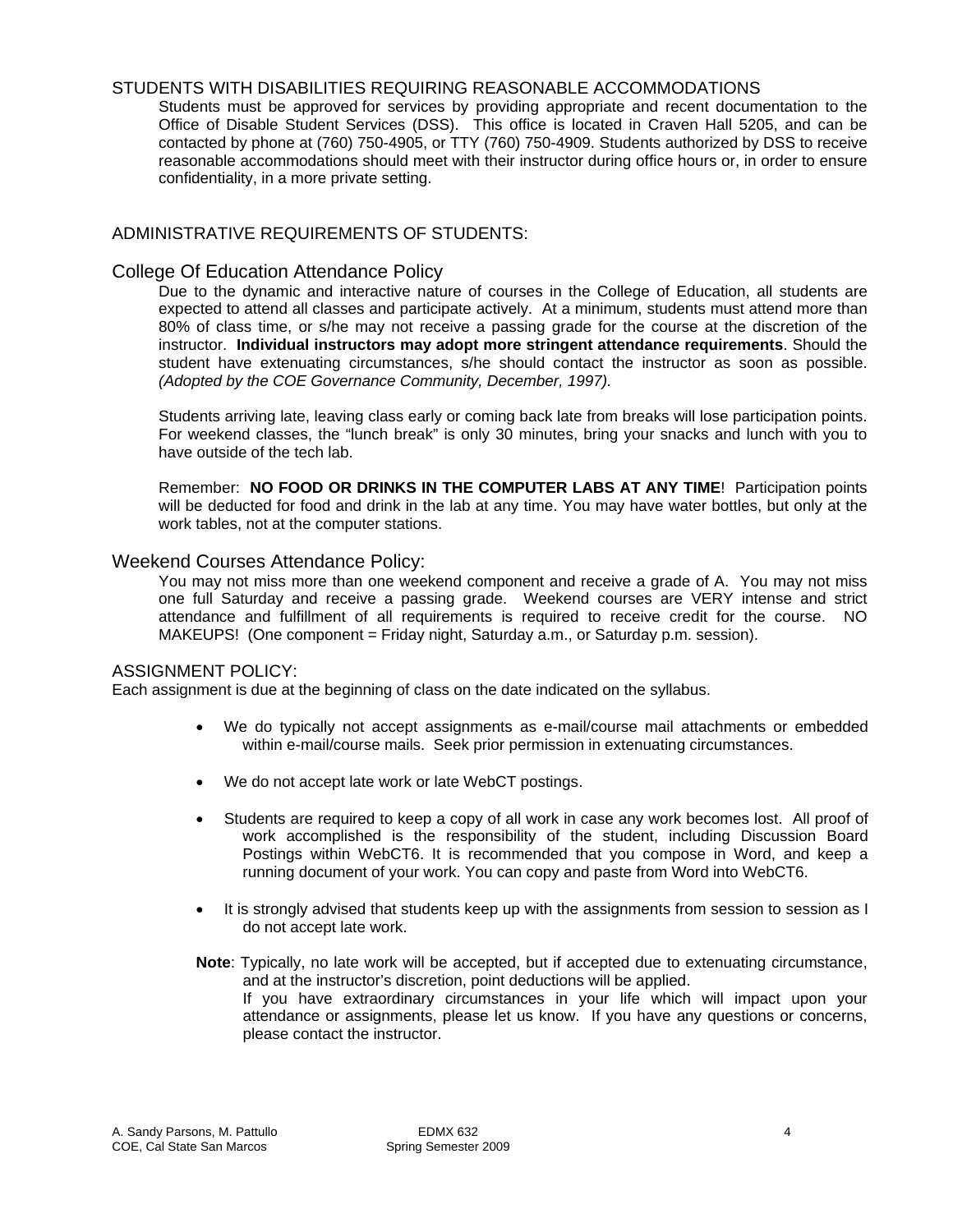## STUDENTS WITH DISABILITIES REQUIRING REASONABLE ACCOMMODATIONS

Students must be approved for services by providing appropriate and recent documentation to the Office of Disable Student Services (DSS). This office is located in Craven Hall 5205, and can be contacted by phone at (760) 750-4905, or TTY (760) 750-4909. Students authorized by DSS to receive reasonable accommodations should meet with their instructor during office hours or, in order to ensure confidentiality, in a more private setting.

## ADMINISTRATIVE REQUIREMENTS OF STUDENTS:

### College Of Education Attendance Policy

Due to the dynamic and interactive nature of courses in the College of Education, all students are expected to attend all classes and participate actively. At a minimum, students must attend more than 80% of class time, or s/he may not receive a passing grade for the course at the discretion of the instructor. **Individual instructors may adopt more stringent attendance requirements**. Should the student have extenuating circumstances, s/he should contact the instructor as soon as possible. *(Adopted by the COE Governance Community, December, 1997).*

Students arriving late, leaving class early or coming back late from breaks will lose participation points. For weekend classes, the "lunch break" is only 30 minutes, bring your snacks and lunch with you to have outside of the tech lab.

Remember: **NO FOOD OR DRINKS IN THE COMPUTER LABS AT ANY TIME**! Participation points will be deducted for food and drink in the lab at any time. You may have water bottles, but only at the work tables, not at the computer stations.

### Weekend Courses Attendance Policy:

You may not miss more than one weekend component and receive a grade of A. You may not miss one full Saturday and receive a passing grade. Weekend courses are VERY intense and strict attendance and fulfillment of all requirements is required to receive credit for the course. NO MAKEUPS! (One component = Friday night, Saturday a.m., or Saturday p.m. session).

## ASSIGNMENT POLICY:

Each assignment is due at the beginning of class on the date indicated on the syllabus.

- We do typically not accept assignments as e-mail/course mail attachments or embedded within e-mail/course mails. Seek prior permission in extenuating circumstances.
- We do not accept late work or late WebCT postings.
- Students are required to keep a copy of all work in case any work becomes lost. All proof of work accomplished is the responsibility of the student, including Discussion Board Postings within WebCT6. It is recommended that you compose in Word, and keep a running document of your work. You can copy and paste from Word into WebCT6.
- It is strongly advised that students keep up with the assignments from session to session as I do not accept late work.

**Note**: Typically, no late work will be accepted, but if accepted due to extenuating circumstance, and at the instructor's discretion, point deductions will be applied.
If you have extraordinary circumstances in your life which will impact upon your attendance or assignments, please let us know. If you have any questions or concerns, please contact the instructor.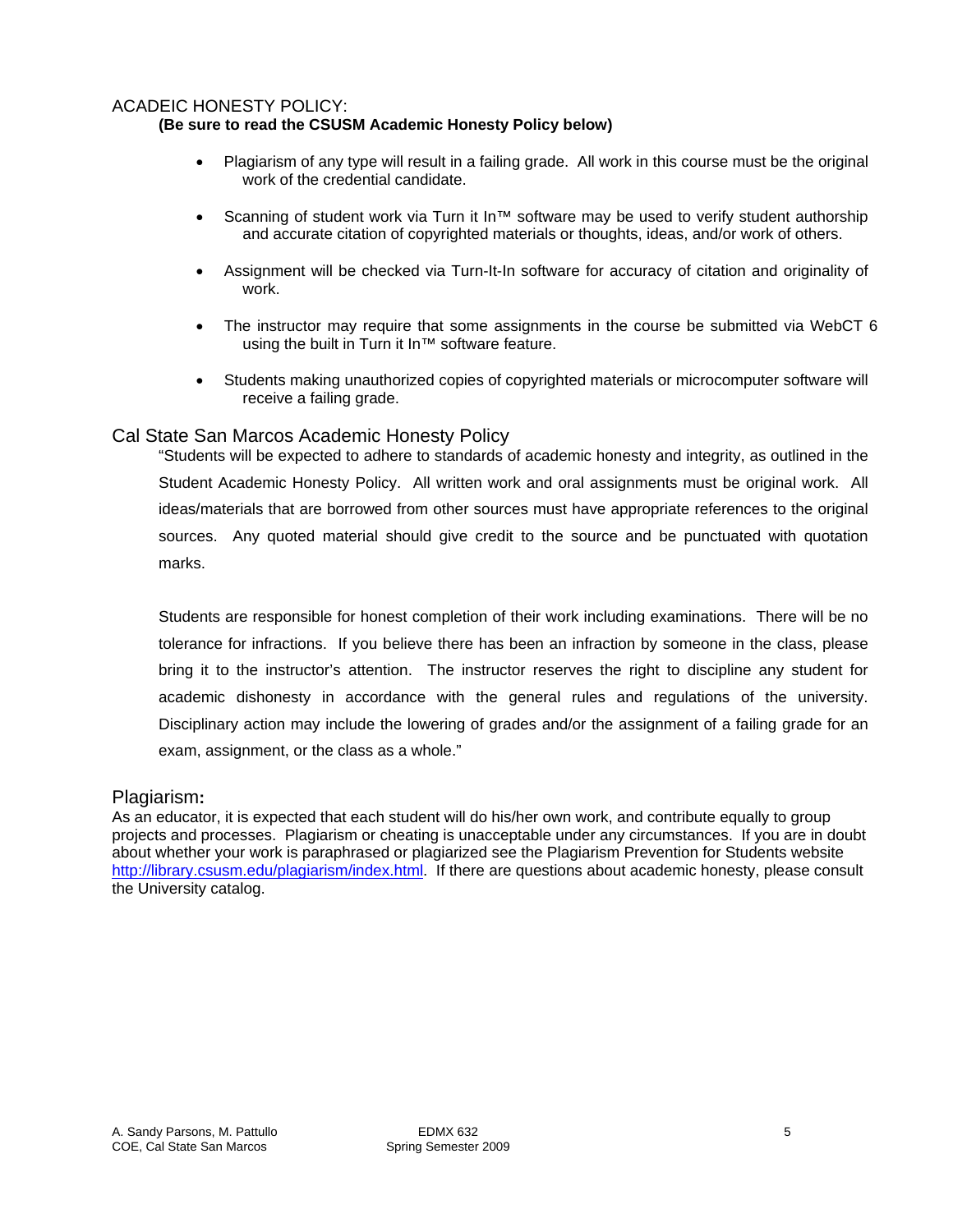## ACADEIC HONESTY POLICY:

**(Be sure to read the CSUSM Academic Honesty Policy below)**

- Plagiarism of any type will result in a failing grade. All work in this course must be the original work of the credential candidate.
- Scanning of student work via Turn it In™ software may be used to verify student authorship and accurate citation of copyrighted materials or thoughts, ideas, and/or work of others.
- Assignment will be checked via Turn-It-In software for accuracy of citation and originality of work.
- The instructor may require that some assignments in the course be submitted via WebCT 6 using the built in Turn it In™ software feature.
- Students making unauthorized copies of copyrighted materials or microcomputer software will receive a failing grade.

## Cal State San Marcos Academic Honesty Policy

"Students will be expected to adhere to standards of academic honesty and integrity, as outlined in the Student Academic Honesty Policy. All written work and oral assignments must be original work. All ideas/materials that are borrowed from other sources must have appropriate references to the original sources. Any quoted material should give credit to the source and be punctuated with quotation marks.

Students are responsible for honest completion of their work including examinations. There will be no tolerance for infractions. If you believe there has been an infraction by someone in the class, please bring it to the instructor's attention. The instructor reserves the right to discipline any student for academic dishonesty in accordance with the general rules and regulations of the university. Disciplinary action may include the lowering of grades and/or the assignment of a failing grade for an exam, assignment, or the class as a whole."

## Plagiarism:

As an educator, it is expected that each student will do his/her own work, and contribute equally to group projects and processes. Plagiarism or cheating is unacceptable under any circumstances. If you are in doubt about whether your work is paraphrased or plagiarized see the Plagiarism Prevention for Students website [http://library.csusm.edu/plagiarism/index.html](http://library.csusm.edu/plagiarism/index.html). If there are questions about academic honesty, please consult the University catalog.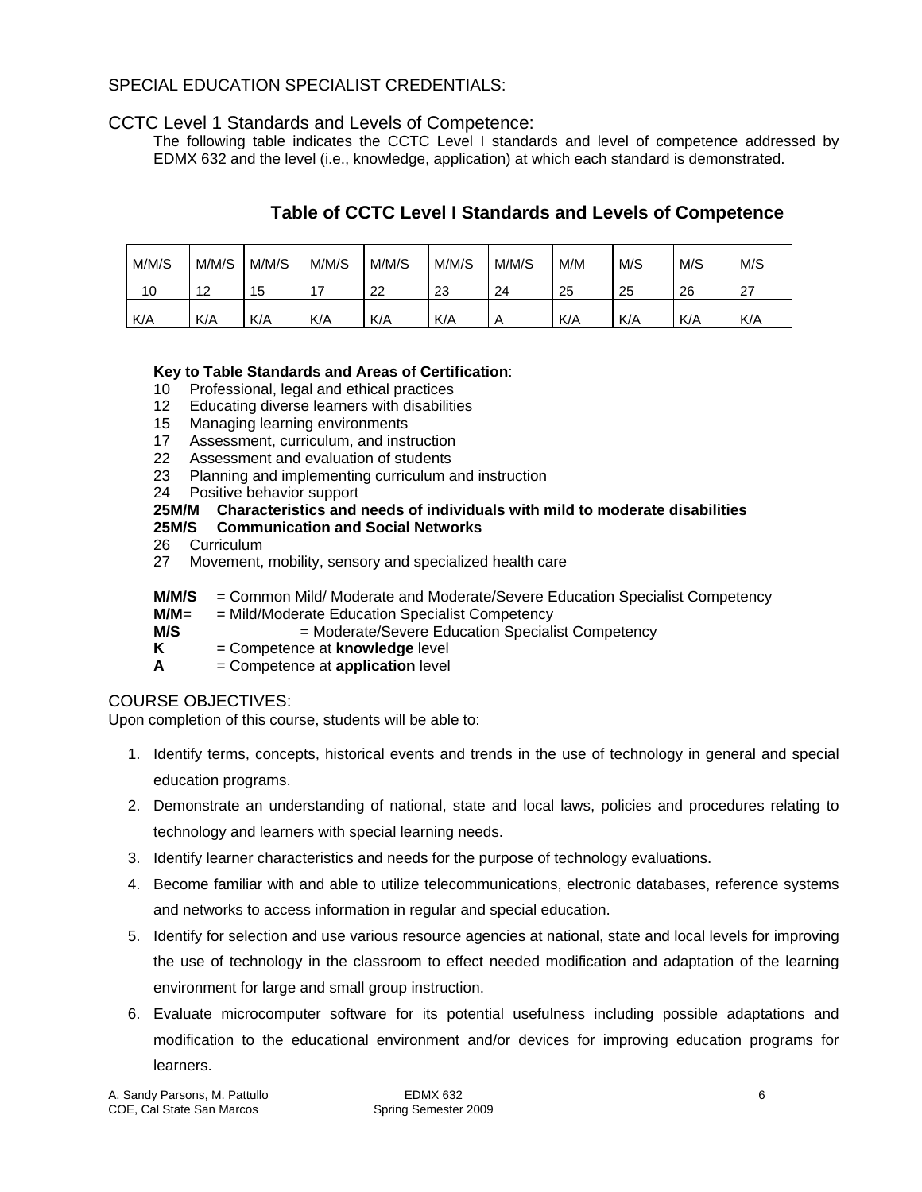SPECIAL EDUCATION SPECIALIST CREDENTIALS:

## CCTC Level 1 Standards and Levels of Competence:

The following table indicates the CCTC Level I standards and level of competence addressed by EDMX 632 and the level (i.e., knowledge, application) at which each standard is demonstrated.

### Table of CCTC Level I Standards and Levels of Competence

| M/M/S 10 | M/M/S 12 | M/M/S 15 | M/M/S 17 | M/M/S 22 | M/M/S 23 | M/M/S 24 | M/M 25 | M/S 25 | M/S 26 | M/S 27 |
|---|---|---|---|---|---|---|---|---|---|---|
| K/A | K/A | K/A | K/A | K/A | K/A | A | K/A | K/A | K/A | K/A |

**Key to Table Standards and Areas of Certification**:

10 Professional, legal and ethical practices
12 Educating diverse learners with disabilities
15 Managing learning environments
17 Assessment, curriculum, and instruction
22 Assessment and evaluation of students
23 Planning and implementing curriculum and instruction
24 Positive behavior support
**25M/M Characteristics and needs of individuals with mild to moderate disabilities**
**25M/S Communication and Social Networks**
26 Curriculum
27 Movement, mobility, sensory and specialized health care

**M/M/S** = Common Mild/ Moderate and Moderate/Severe Education Specialist Competency
**M/M**= = Mild/Moderate Education Specialist Competency
**M/S** = Moderate/Severe Education Specialist Competency
**K** = Competence at **knowledge** level
**A** = Competence at **application** level

## COURSE OBJECTIVES:

Upon completion of this course, students will be able to:

1. Identify terms, concepts, historical events and trends in the use of technology in general and special education programs.
2. Demonstrate an understanding of national, state and local laws, policies and procedures relating to technology and learners with special learning needs.
3. Identify learner characteristics and needs for the purpose of technology evaluations.
4. Become familiar with and able to utilize telecommunications, electronic databases, reference systems and networks to access information in regular and special education.
5. Identify for selection and use various resource agencies at national, state and local levels for improving the use of technology in the classroom to effect needed modification and adaptation of the learning environment for large and small group instruction.
6. Evaluate microcomputer software for its potential usefulness including possible adaptations and modification to the educational environment and/or devices for improving education programs for learners.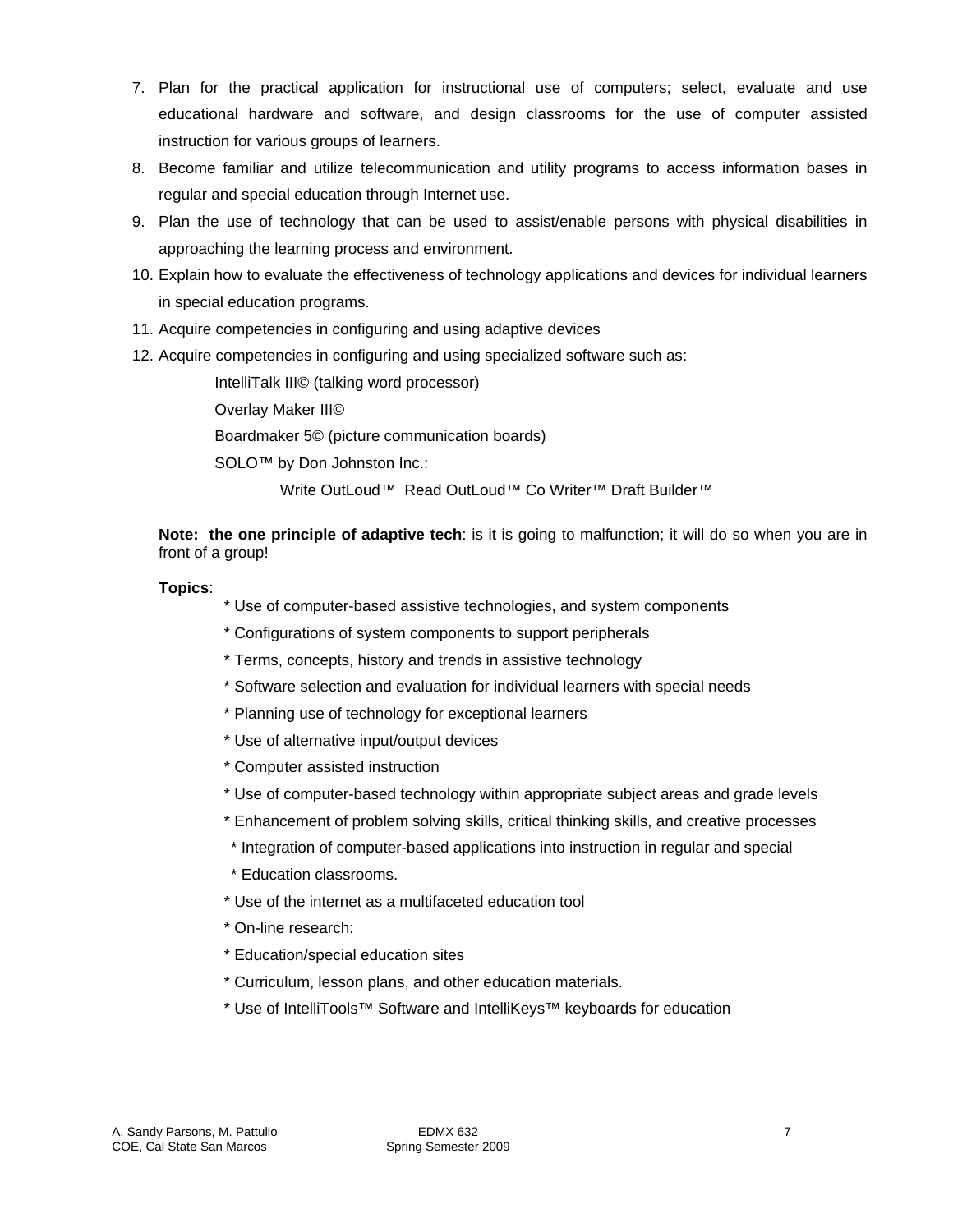7. Plan for the practical application for instructional use of computers; select, evaluate and use educational hardware and software, and design classrooms for the use of computer assisted instruction for various groups of learners.
8. Become familiar and utilize telecommunication and utility programs to access information bases in regular and special education through Internet use.
9. Plan the use of technology that can be used to assist/enable persons with physical disabilities in approaching the learning process and environment.
10. Explain how to evaluate the effectiveness of technology applications and devices for individual learners in special education programs.
11. Acquire competencies in configuring and using adaptive devices
12. Acquire competencies in configuring and using specialized software such as:

    IntelliTalk III© (talking word processor)

    Overlay Maker III©

    Boardmaker 5© (picture communication boards)

    SOLO™ by Don Johnston Inc.:

    Write OutLoud™ Read OutLoud™ Co Writer™ Draft Builder™

**Note: the one principle of adaptive tech**: is it is going to malfunction; it will do so when you are in front of a group!

**Topics**:

* Use of computer-based assistive technologies, and system components
* Configurations of system components to support peripherals
* Terms, concepts, history and trends in assistive technology
* Software selection and evaluation for individual learners with special needs
* Planning use of technology for exceptional learners
* Use of alternative input/output devices
* Computer assisted instruction
* Use of computer-based technology within appropriate subject areas and grade levels
* Enhancement of problem solving skills, critical thinking skills, and creative processes
* Integration of computer-based applications into instruction in regular and special
* Education classrooms.
* Use of the internet as a multifaceted education tool
* On-line research:
* Education/special education sites
* Curriculum, lesson plans, and other education materials.
* Use of IntelliTools™ Software and IntelliKeys™ keyboards for education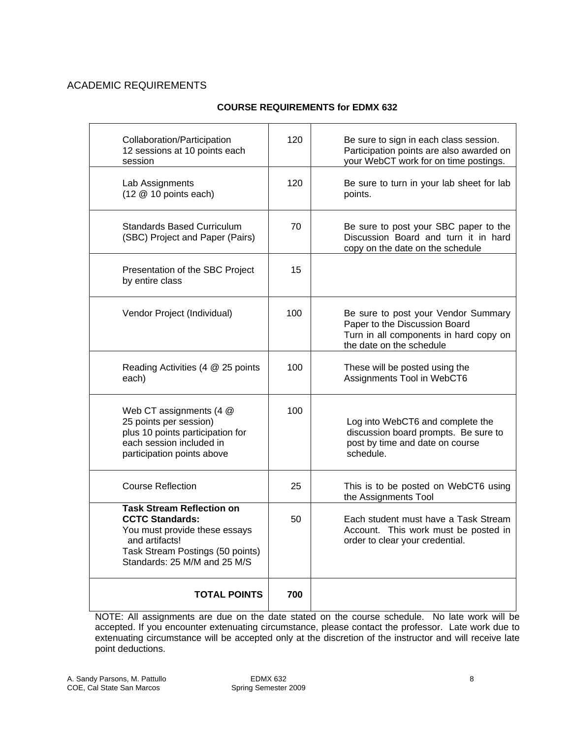ACADEMIC REQUIREMENTS

**COURSE REQUIREMENTS for EDMX 632**

| Requirement | Points | Notes |
|---|---|---|
| Collaboration/Participation 12 sessions at 10 points each session | 120 | Be sure to sign in each class session. Participation points are also awarded on your WebCT work for on time postings. |
| Lab Assignments (12 @ 10 points each) | 120 | Be sure to turn in your lab sheet for lab points. |
| Standards Based Curriculum (SBC) Project and Paper (Pairs) | 70 | Be sure to post your SBC paper to the Discussion Board and turn it in hard copy on the date on the schedule |
| Presentation of the SBC Project by entire class | 15 | |
| Vendor Project (Individual) | 100 | Be sure to post your Vendor Summary Paper to the Discussion Board Turn in all components in hard copy on the date on the schedule |
| Reading Activities (4 @ 25 points each) | 100 | These will be posted using the Assignments Tool in WebCT6 |
| Web CT assignments (4 @ 25 points per session) plus 10 points participation for each session included in participation points above | 100 | Log into WebCT6 and complete the discussion board prompts. Be sure to post by time and date on course schedule. |
| Course Reflection | 25 | This is to be posted on WebCT6 using the Assignments Tool |
| **Task Stream Reflection on CCTC Standards:** You must provide these essays and artifacts! Task Stream Postings (50 points) Standards: 25 M/M and 25 M/S | 50 | Each student must have a Task Stream Account. This work must be posted in order to clear your credential. |
| **TOTAL POINTS** | **700** | |

NOTE: All assignments are due on the date stated on the course schedule. No late work will be accepted. If you encounter extenuating circumstance, please contact the professor. Late work due to extenuating circumstance will be accepted only at the discretion of the instructor and will receive late point deductions.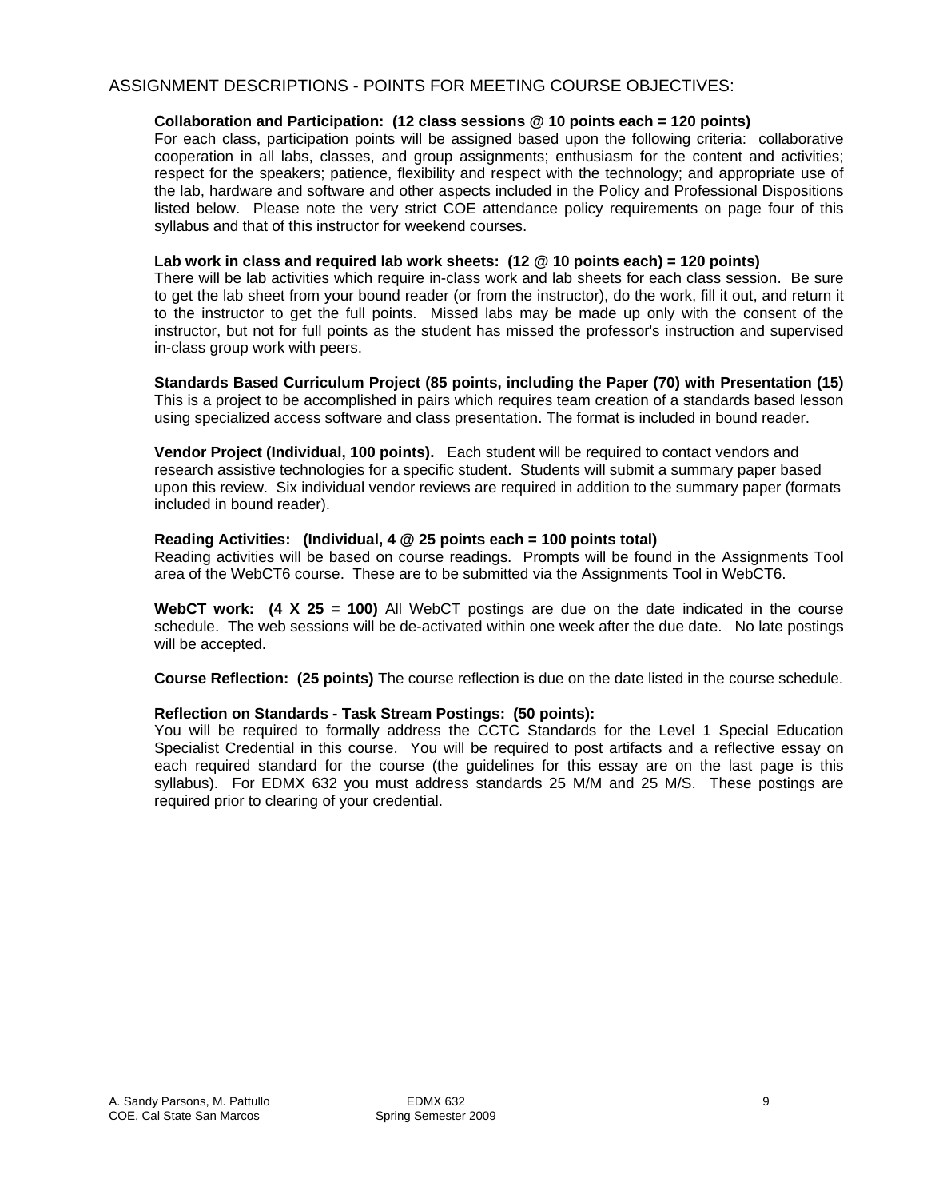## ASSIGNMENT DESCRIPTIONS - POINTS FOR MEETING COURSE OBJECTIVES:

**Collaboration and Participation: (12 class sessions @ 10 points each = 120 points)**
For each class, participation points will be assigned based upon the following criteria: collaborative cooperation in all labs, classes, and group assignments; enthusiasm for the content and activities; respect for the speakers; patience, flexibility and respect with the technology; and appropriate use of the lab, hardware and software and other aspects included in the Policy and Professional Dispositions listed below. Please note the very strict COE attendance policy requirements on page four of this syllabus and that of this instructor for weekend courses.

**Lab work in class and required lab work sheets: (12 @ 10 points each) = 120 points)**
There will be lab activities which require in-class work and lab sheets for each class session. Be sure to get the lab sheet from your bound reader (or from the instructor), do the work, fill it out, and return it to the instructor to get the full points. Missed labs may be made up only with the consent of the instructor, but not for full points as the student has missed the professor's instruction and supervised in-class group work with peers.

**Standards Based Curriculum Project (85 points, including the Paper (70) with Presentation (15)**
This is a project to be accomplished in pairs which requires team creation of a standards based lesson using specialized access software and class presentation. The format is included in bound reader.

**Vendor Project (Individual, 100 points).** Each student will be required to contact vendors and research assistive technologies for a specific student. Students will submit a summary paper based upon this review. Six individual vendor reviews are required in addition to the summary paper (formats included in bound reader).

**Reading Activities: (Individual, 4 @ 25 points each = 100 points total)**
Reading activities will be based on course readings. Prompts will be found in the Assignments Tool area of the WebCT6 course. These are to be submitted via the Assignments Tool in WebCT6.

**WebCT work: (4 X 25 = 100)** All WebCT postings are due on the date indicated in the course schedule. The web sessions will be de-activated within one week after the due date. No late postings will be accepted.

**Course Reflection: (25 points)** The course reflection is due on the date listed in the course schedule.

**Reflection on Standards - Task Stream Postings: (50 points):**
You will be required to formally address the CCTC Standards for the Level 1 Special Education Specialist Credential in this course. You will be required to post artifacts and a reflective essay on each required standard for the course (the guidelines for this essay are on the last page is this syllabus). For EDMX 632 you must address standards 25 M/M and 25 M/S. These postings are required prior to clearing of your credential.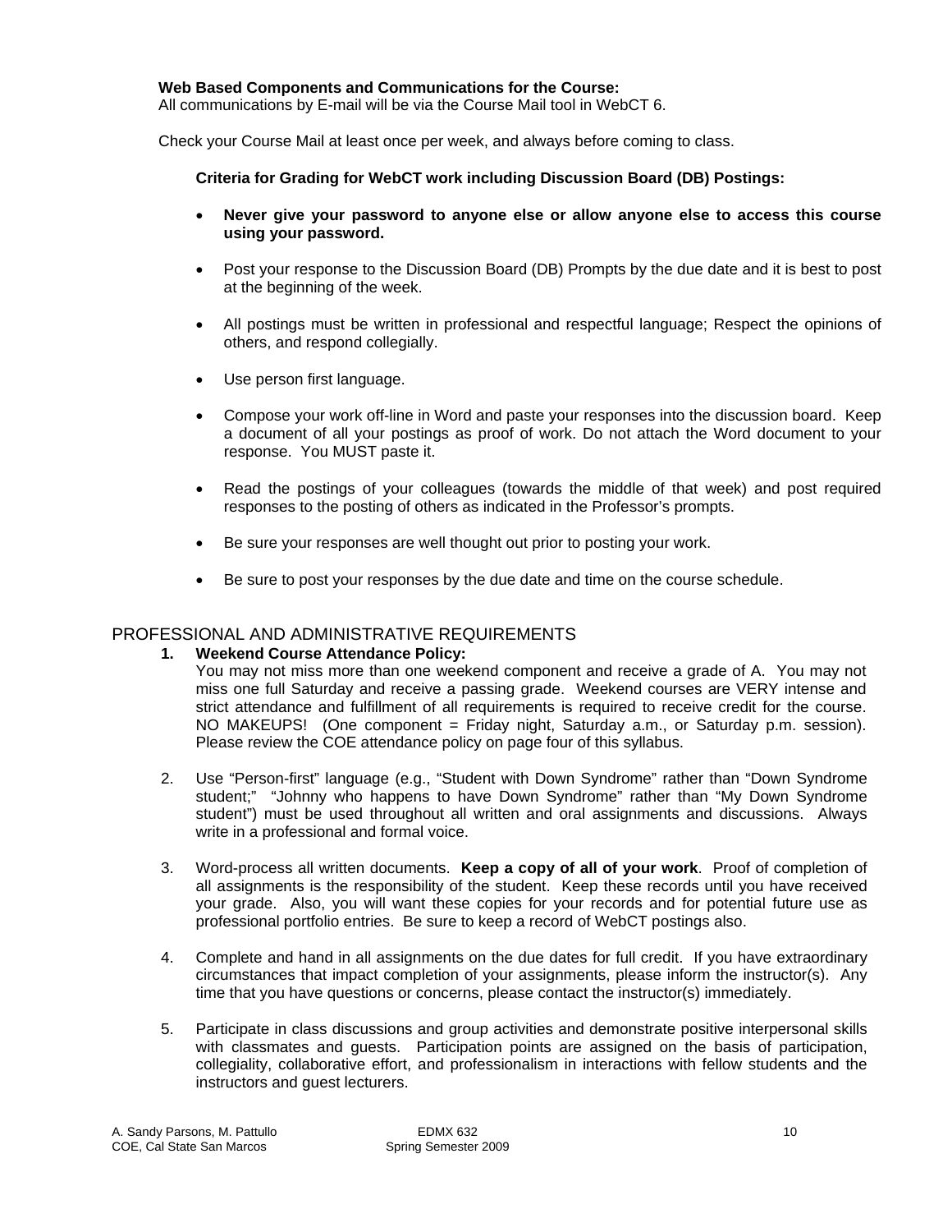**Web Based Components and Communications for the Course:**
All communications by E-mail will be via the Course Mail tool in WebCT 6.

Check your Course Mail at least once per week, and always before coming to class.

**Criteria for Grading for WebCT work including Discussion Board (DB) Postings:**

- **Never give your password to anyone else or allow anyone else to access this course using your password.**
- Post your response to the Discussion Board (DB) Prompts by the due date and it is best to post at the beginning of the week.
- All postings must be written in professional and respectful language; Respect the opinions of others, and respond collegially.
- Use person first language.
- Compose your work off-line in Word and paste your responses into the discussion board. Keep a document of all your postings as proof of work. Do not attach the Word document to your response. You MUST paste it.
- Read the postings of your colleagues (towards the middle of that week) and post required responses to the posting of others as indicated in the Professor's prompts.
- Be sure your responses are well thought out prior to posting your work.
- Be sure to post your responses by the due date and time on the course schedule.

## PROFESSIONAL AND ADMINISTRATIVE REQUIREMENTS

1. **Weekend Course Attendance Policy:**
   You may not miss more than one weekend component and receive a grade of A. You may not miss one full Saturday and receive a passing grade. Weekend courses are VERY intense and strict attendance and fulfillment of all requirements is required to receive credit for the course. NO MAKEUPS! (One component = Friday night, Saturday a.m., or Saturday p.m. session). Please review the COE attendance policy on page four of this syllabus.

2. Use "Person-first" language (e.g., "Student with Down Syndrome" rather than "Down Syndrome student;" "Johnny who happens to have Down Syndrome" rather than "My Down Syndrome student") must be used throughout all written and oral assignments and discussions. Always write in a professional and formal voice.

3. Word-process all written documents. **Keep a copy of all of your work**. Proof of completion of all assignments is the responsibility of the student. Keep these records until you have received your grade. Also, you will want these copies for your records and for potential future use as professional portfolio entries. Be sure to keep a record of WebCT postings also.

4. Complete and hand in all assignments on the due dates for full credit. If you have extraordinary circumstances that impact completion of your assignments, please inform the instructor(s). Any time that you have questions or concerns, please contact the instructor(s) immediately.

5. Participate in class discussions and group activities and demonstrate positive interpersonal skills with classmates and guests. Participation points are assigned on the basis of participation, collegiality, collaborative effort, and professionalism in interactions with fellow students and the instructors and guest lecturers.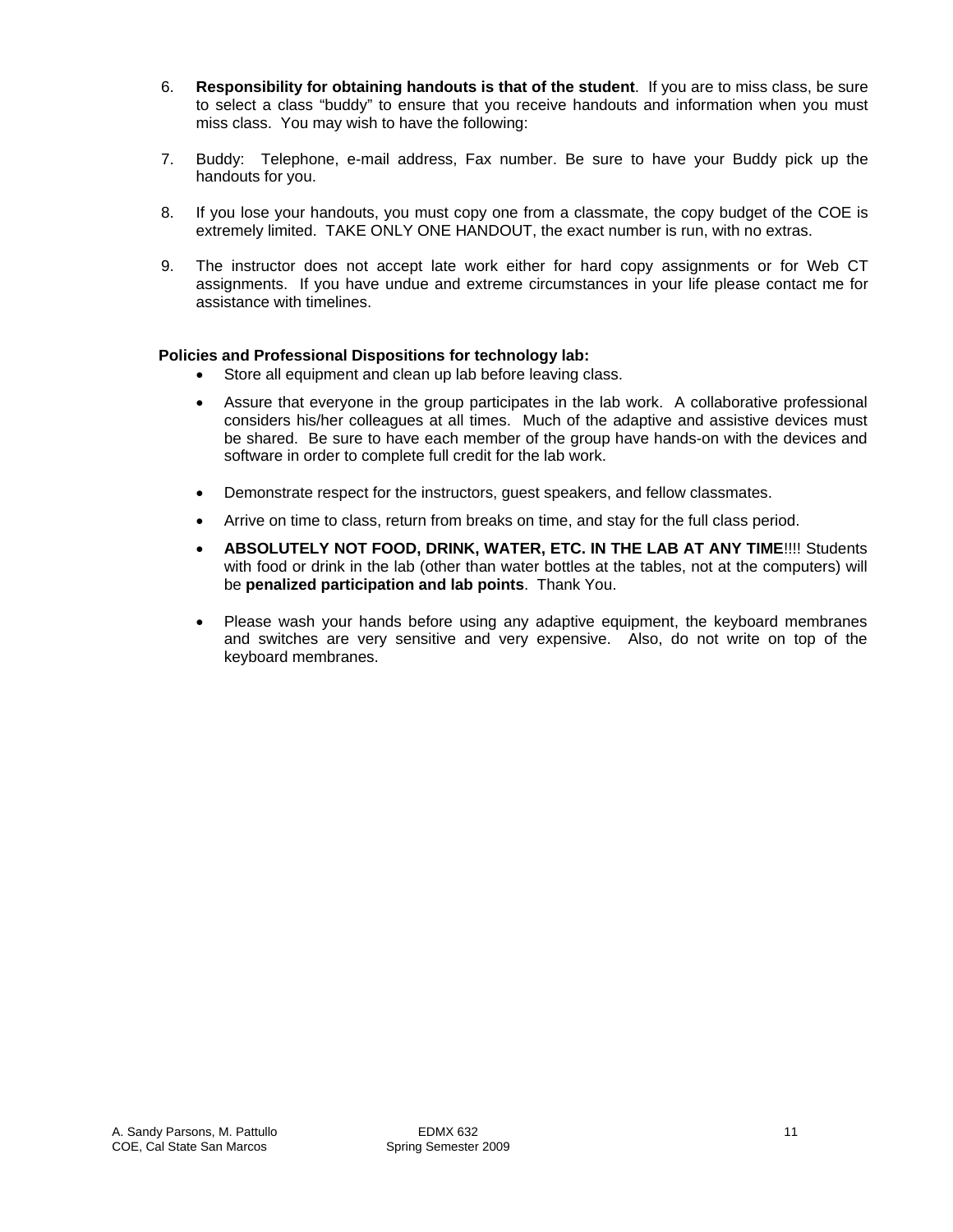6. **Responsibility for obtaining handouts is that of the student**. If you are to miss class, be sure to select a class "buddy" to ensure that you receive handouts and information when you must miss class. You may wish to have the following:

7. Buddy: Telephone, e-mail address, Fax number. Be sure to have your Buddy pick up the handouts for you.

8. If you lose your handouts, you must copy one from a classmate, the copy budget of the COE is extremely limited. TAKE ONLY ONE HANDOUT, the exact number is run, with no extras.

9. The instructor does not accept late work either for hard copy assignments or for Web CT assignments. If you have undue and extreme circumstances in your life please contact me for assistance with timelines.

**Policies and Professional Dispositions for technology lab:**

- Store all equipment and clean up lab before leaving class.
- Assure that everyone in the group participates in the lab work. A collaborative professional considers his/her colleagues at all times. Much of the adaptive and assistive devices must be shared. Be sure to have each member of the group have hands-on with the devices and software in order to complete full credit for the lab work.
- Demonstrate respect for the instructors, guest speakers, and fellow classmates.
- Arrive on time to class, return from breaks on time, and stay for the full class period.
- **ABSOLUTELY NOT FOOD, DRINK, WATER, ETC. IN THE LAB AT ANY TIME**!!!! Students with food or drink in the lab (other than water bottles at the tables, not at the computers) will be **penalized participation and lab points**. Thank You.
- Please wash your hands before using any adaptive equipment, the keyboard membranes and switches are very sensitive and very expensive. Also, do not write on top of the keyboard membranes.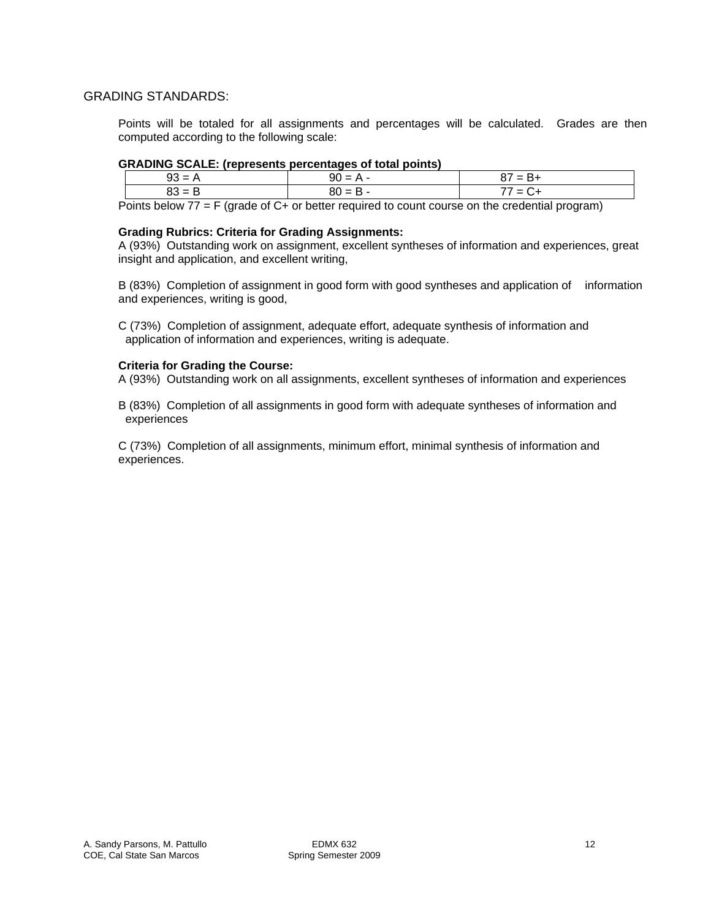## GRADING STANDARDS:

Points will be totaled for all assignments and percentages will be calculated. Grades are then computed according to the following scale:

**GRADING SCALE: (represents percentages of total points)**

| | | |
|---|---|---|
| 93 = A | 90 = A - | 87 = B+ |
| 83 = B | 80 = B - | 77 = C+ |

Points below 77 = F (grade of C+ or better required to count course on the credential program)

**Grading Rubrics: Criteria for Grading Assignments:**

A (93%) Outstanding work on assignment, excellent syntheses of information and experiences, great insight and application, and excellent writing,

B (83%) Completion of assignment in good form with good syntheses and application of information and experiences, writing is good,

C (73%) Completion of assignment, adequate effort, adequate synthesis of information and application of information and experiences, writing is adequate.

**Criteria for Grading the Course:**

A (93%) Outstanding work on all assignments, excellent syntheses of information and experiences

B (83%) Completion of all assignments in good form with adequate syntheses of information and experiences

C (73%) Completion of all assignments, minimum effort, minimal synthesis of information and experiences.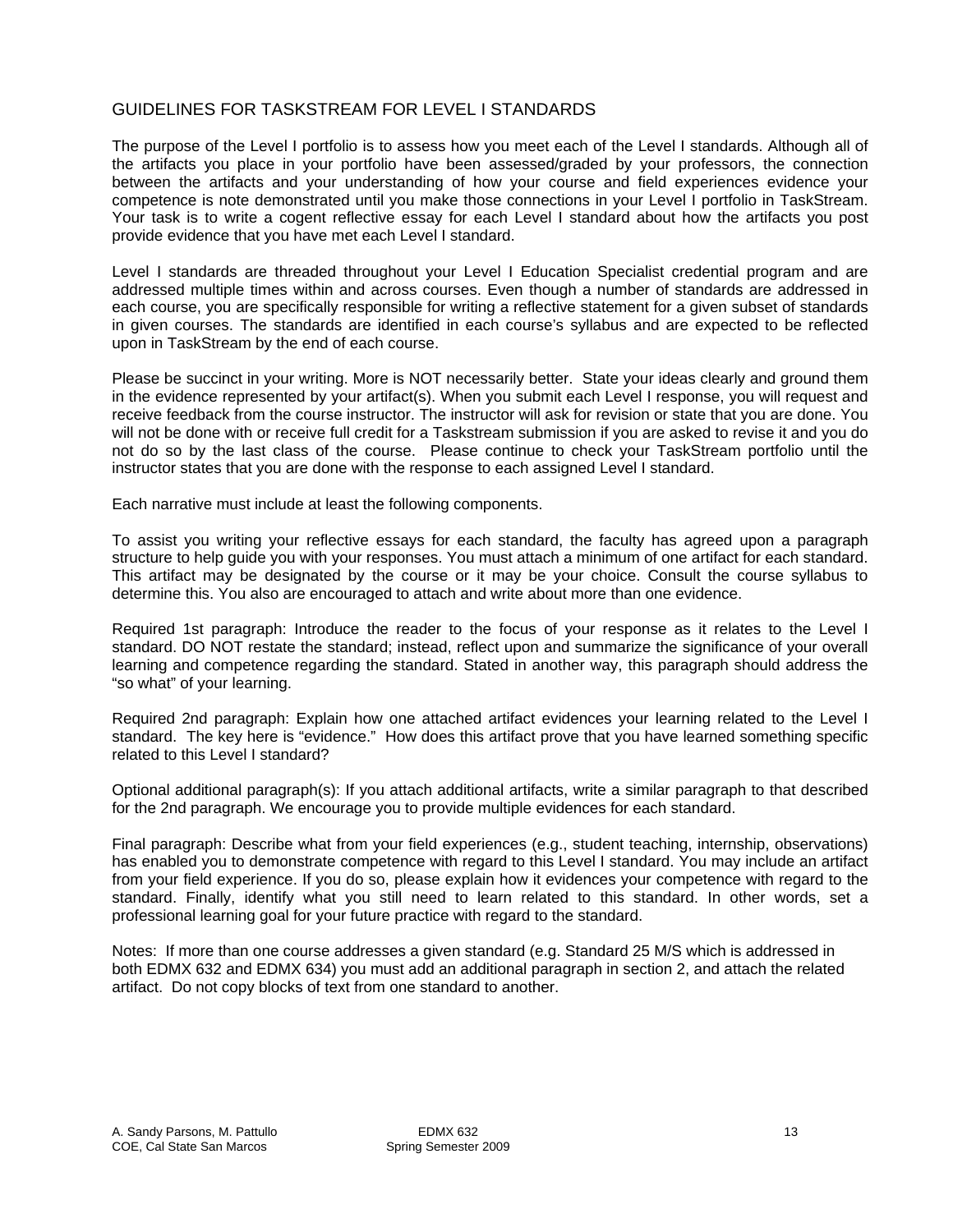## GUIDELINES FOR TASKSTREAM FOR LEVEL I STANDARDS

The purpose of the Level I portfolio is to assess how you meet each of the Level I standards. Although all of the artifacts you place in your portfolio have been assessed/graded by your professors, the connection between the artifacts and your understanding of how your course and field experiences evidence your competence is note demonstrated until you make those connections in your Level I portfolio in TaskStream. Your task is to write a cogent reflective essay for each Level I standard about how the artifacts you post provide evidence that you have met each Level I standard.

Level I standards are threaded throughout your Level I Education Specialist credential program and are addressed multiple times within and across courses. Even though a number of standards are addressed in each course, you are specifically responsible for writing a reflective statement for a given subset of standards in given courses. The standards are identified in each course's syllabus and are expected to be reflected upon in TaskStream by the end of each course.

Please be succinct in your writing. More is NOT necessarily better. State your ideas clearly and ground them in the evidence represented by your artifact(s). When you submit each Level I response, you will request and receive feedback from the course instructor. The instructor will ask for revision or state that you are done. You will not be done with or receive full credit for a Taskstream submission if you are asked to revise it and you do not do so by the last class of the course. Please continue to check your TaskStream portfolio until the instructor states that you are done with the response to each assigned Level I standard.

Each narrative must include at least the following components.

To assist you writing your reflective essays for each standard, the faculty has agreed upon a paragraph structure to help guide you with your responses. You must attach a minimum of one artifact for each standard. This artifact may be designated by the course or it may be your choice. Consult the course syllabus to determine this. You also are encouraged to attach and write about more than one evidence.

Required 1st paragraph: Introduce the reader to the focus of your response as it relates to the Level I standard. DO NOT restate the standard; instead, reflect upon and summarize the significance of your overall learning and competence regarding the standard. Stated in another way, this paragraph should address the "so what" of your learning.

Required 2nd paragraph: Explain how one attached artifact evidences your learning related to the Level I standard. The key here is "evidence." How does this artifact prove that you have learned something specific related to this Level I standard?

Optional additional paragraph(s): If you attach additional artifacts, write a similar paragraph to that described for the 2nd paragraph. We encourage you to provide multiple evidences for each standard.

Final paragraph: Describe what from your field experiences (e.g., student teaching, internship, observations) has enabled you to demonstrate competence with regard to this Level I standard. You may include an artifact from your field experience. If you do so, please explain how it evidences your competence with regard to the standard. Finally, identify what you still need to learn related to this standard. In other words, set a professional learning goal for your future practice with regard to the standard.

Notes: If more than one course addresses a given standard (e.g. Standard 25 M/S which is addressed in both EDMX 632 and EDMX 634) you must add an additional paragraph in section 2, and attach the related artifact. Do not copy blocks of text from one standard to another.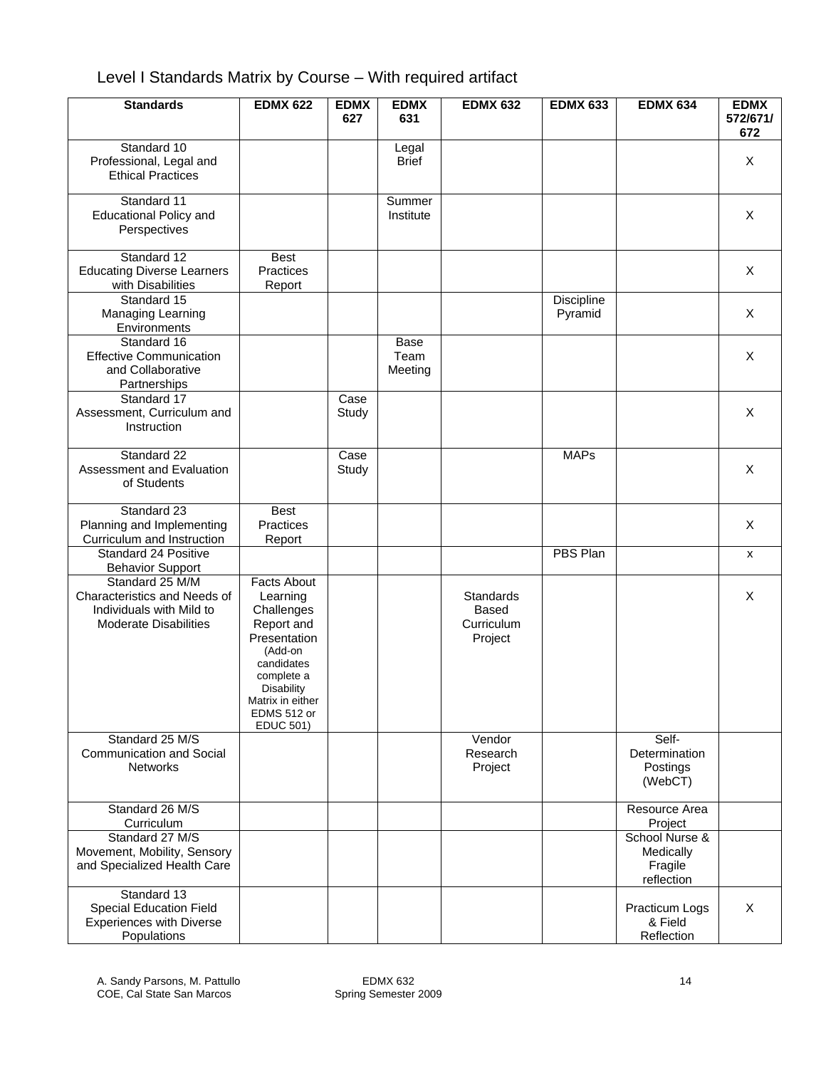# Level I Standards Matrix by Course – With required artifact

| Standards | EDMX 622 | EDMX 627 | EDMX 631 | EDMX 632 | EDMX 633 | EDMX 634 | EDMX 572/671/ 672 |
|---|---|---|---|---|---|---|---|
| Standard 10 Professional, Legal and Ethical Practices | | | Legal Brief | | | | X |
| Standard 11 Educational Policy and Perspectives | | | Summer Institute | | | | X |
| Standard 12 Educating Diverse Learners with Disabilities | Best Practices Report | | | | | | X |
| Standard 15 Managing Learning Environments | | | | | Discipline Pyramid | | X |
| Standard 16 Effective Communication and Collaborative Partnerships | | | Base Team Meeting | | | | X |
| Standard 17 Assessment, Curriculum and Instruction | | Case Study | | | | | X |
| Standard 22 Assessment and Evaluation of Students | | Case Study | | | MAPs | | X |
| Standard 23 Planning and Implementing Curriculum and Instruction | Best Practices Report | | | | | | X |
| Standard 24 Positive Behavior Support | | | | | PBS Plan | | x |
| Standard 25 M/M Characteristics and Needs of Individuals with Mild to Moderate Disabilities | Facts About Learning Challenges Report and Presentation (Add-on candidates complete a Disability Matrix in either EDMS 512 or EDUC 501) | | | Standards Based Curriculum Project | | | X |
| Standard 25 M/S Communication and Social Networks | | | | Vendor Research Project | | Self-Determination Postings (WebCT) | |
| Standard 26 M/S Curriculum | | | | | | Resource Area Project | |
| Standard 27 M/S Movement, Mobility, Sensory and Specialized Health Care | | | | | | School Nurse & Medically Fragile reflection | |
| Standard 13 Special Education Field Experiences with Diverse Populations | | | | | | Practicum Logs & Field Reflection | X |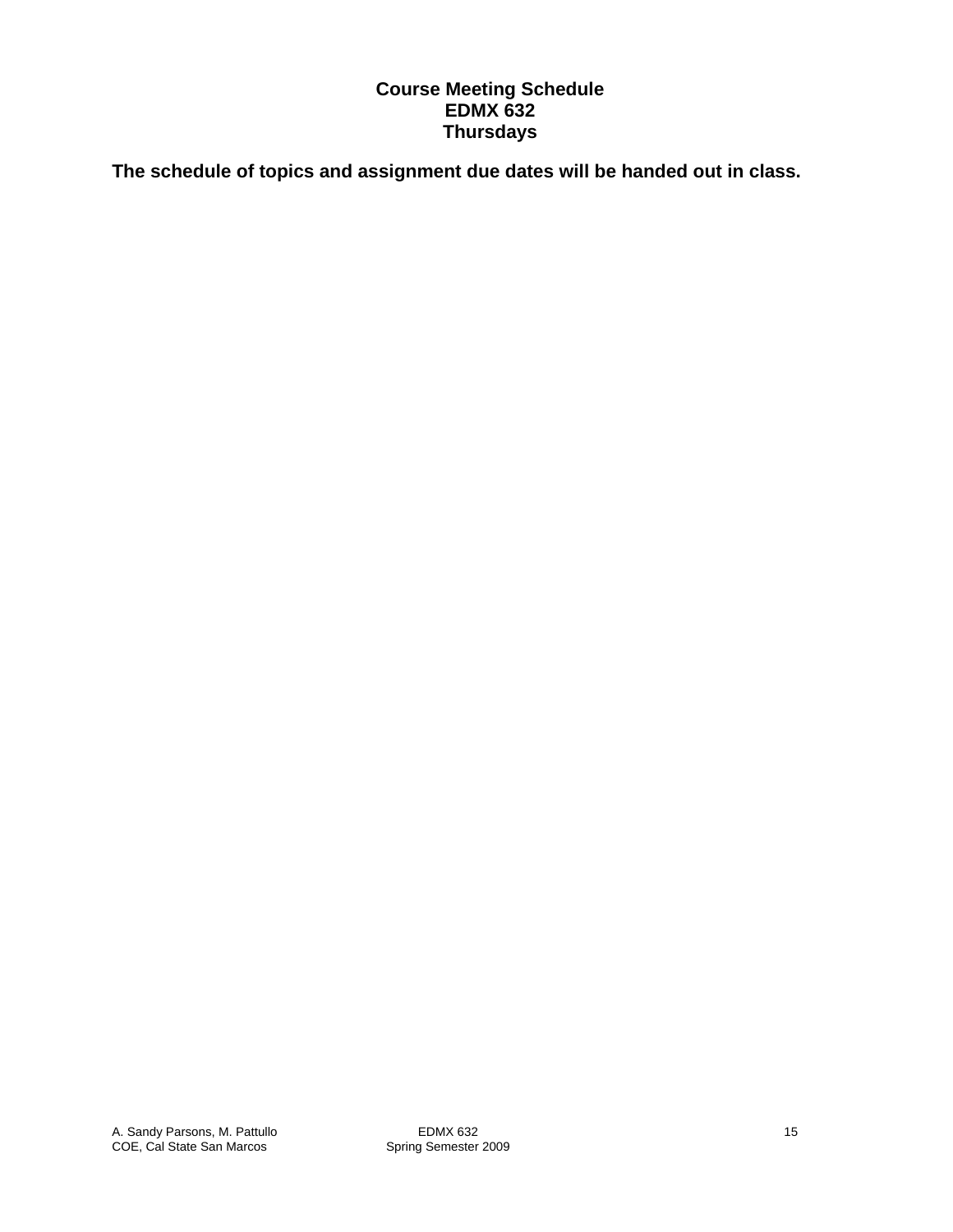# Course Meeting Schedule
# EDMX 632
# Thursdays

**The schedule of topics and assignment due dates will be handed out in class.**